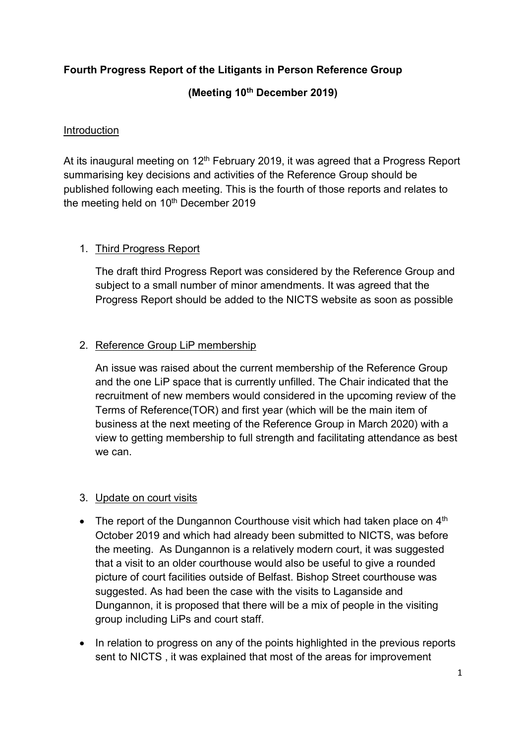**Fourth Progress Report of the Litigants in Person Reference Group**

**(Meeting 10th December 2019)**

Introduction

At its inaugural meeting on 12th February 2019, it was agreed that a Progress Report summarising key decisions and activities of the Reference Group should be published following each meeting. This is the fourth of those reports and relates to the meeting held on 10th December 2019

1. Third Progress Report

   The draft third Progress Report was considered by the Reference Group and subject to a small number of minor amendments. It was agreed that the Progress Report should be added to the NICTS website as soon as possible

2. Reference Group LiP membership

   An issue was raised about the current membership of the Reference Group and the one LiP space that is currently unfilled. The Chair indicated that the recruitment of new members would considered in the upcoming review of the Terms of Reference(TOR) and first year (which will be the main item of business at the next meeting of the Reference Group in March 2020) with a view to getting membership to full strength and facilitating attendance as best we can.

3. Update on court visits

- The report of the Dungannon Courthouse visit which had taken place on 4th October 2019 and which had already been submitted to NICTS, was before the meeting. As Dungannon is a relatively modern court, it was suggested that a visit to an older courthouse would also be useful to give a rounded picture of court facilities outside of Belfast. Bishop Street courthouse was suggested. As had been the case with the visits to Laganside and Dungannon, it is proposed that there will be a mix of people in the visiting group including LiPs and court staff.
- In relation to progress on any of the points highlighted in the previous reports sent to NICTS , it was explained that most of the areas for improvement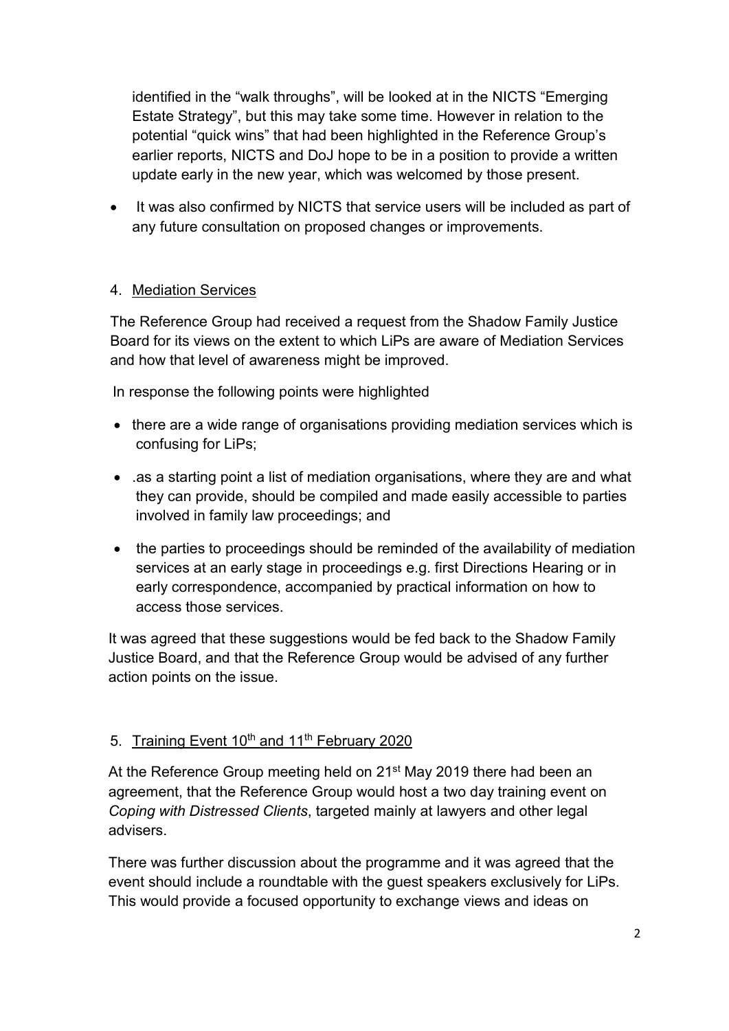identified in the "walk throughs", will be looked at in the NICTS "Emerging Estate Strategy", but this may take some time. However in relation to the potential "quick wins" that had been highlighted in the Reference Group's earlier reports, NICTS and DoJ hope to be in a position to provide a written update early in the new year, which was welcomed by those present.

- It was also confirmed by NICTS that service users will be included as part of any future consultation on proposed changes or improvements.

4. Mediation Services

The Reference Group had received a request from the Shadow Family Justice Board for its views on the extent to which LiPs are aware of Mediation Services and how that level of awareness might be improved.

In response the following points were highlighted

- there are a wide range of organisations providing mediation services which is confusing for LiPs;
- .as a starting point a list of mediation organisations, where they are and what they can provide, should be compiled and made easily accessible to parties involved in family law proceedings; and
- the parties to proceedings should be reminded of the availability of mediation services at an early stage in proceedings e.g. first Directions Hearing or in early correspondence, accompanied by practical information on how to access those services.

It was agreed that these suggestions would be fed back to the Shadow Family Justice Board, and that the Reference Group would be advised of any further action points on the issue.

5. Training Event 10th and 11th February 2020

At the Reference Group meeting held on 21st May 2019 there had been an agreement, that the Reference Group would host a two day training event on *Coping with Distressed Clients*, targeted mainly at lawyers and other legal advisers.

There was further discussion about the programme and it was agreed that the event should include a roundtable with the guest speakers exclusively for LiPs. This would provide a focused opportunity to exchange views and ideas on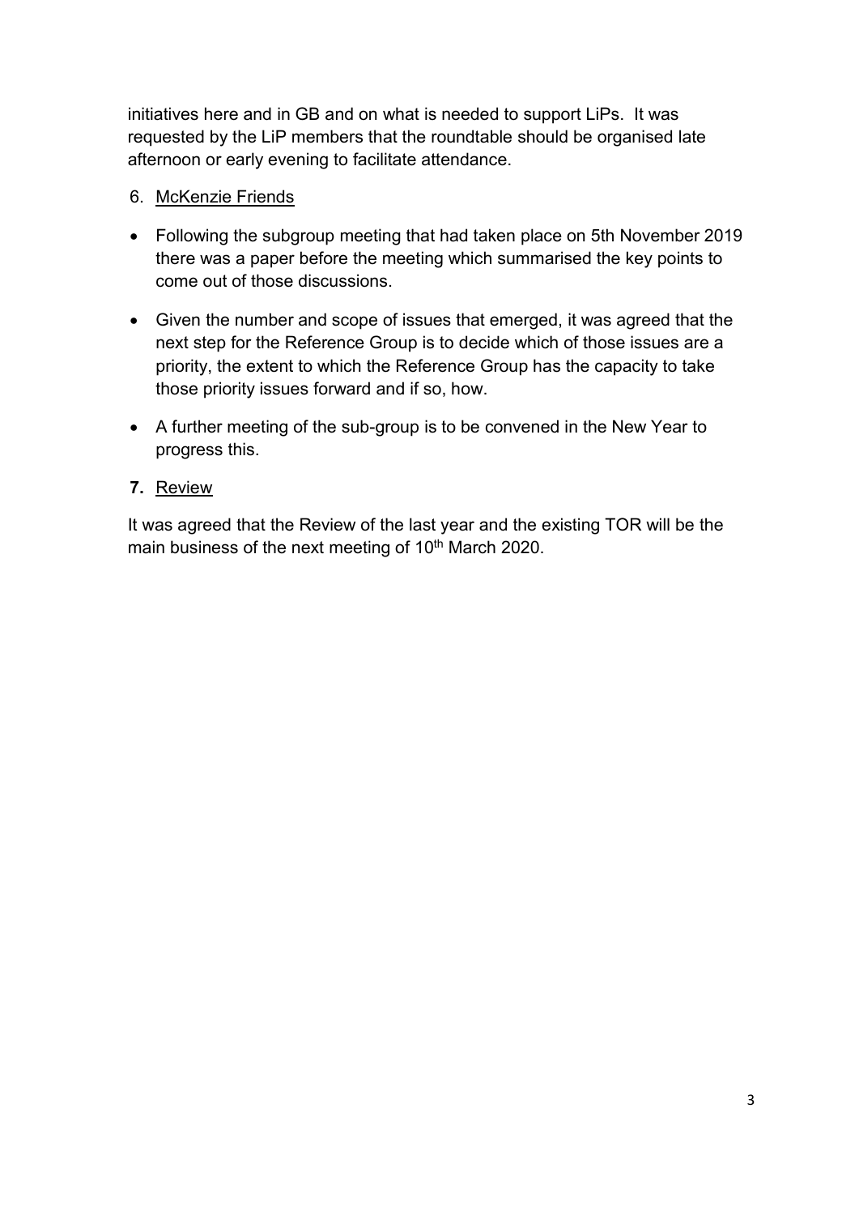initiatives here and in GB and on what is needed to support LiPs. It was requested by the LiP members that the roundtable should be organised late afternoon or early evening to facilitate attendance.

6. McKenzie Friends

- Following the subgroup meeting that had taken place on 5th November 2019 there was a paper before the meeting which summarised the key points to come out of those discussions.
- Given the number and scope of issues that emerged, it was agreed that the next step for the Reference Group is to decide which of those issues are a priority, the extent to which the Reference Group has the capacity to take those priority issues forward and if so, how.
- A further meeting of the sub-group is to be convened in the New Year to progress this.

**7.** Review

It was agreed that the Review of the last year and the existing TOR will be the main business of the next meeting of 10th March 2020.